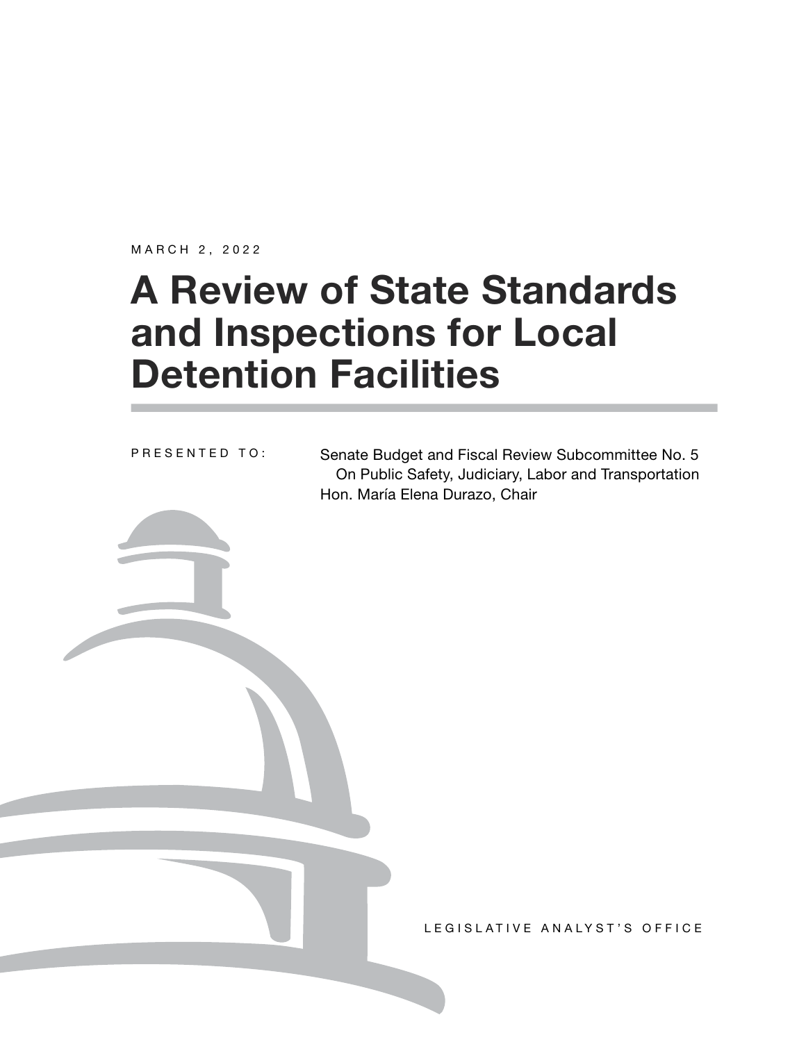MARCH 2, 2022

# A Review of State Standards and Inspections for Local Detention Facilities

PRESENTED TO:

Senate Budget and Fiscal Review Subcommittee No. 5
On Public Safety, Judiciary, Labor and Transportation
Hon. María Elena Durazo, Chair

LEGISLATIVE ANALYST'S OFFICE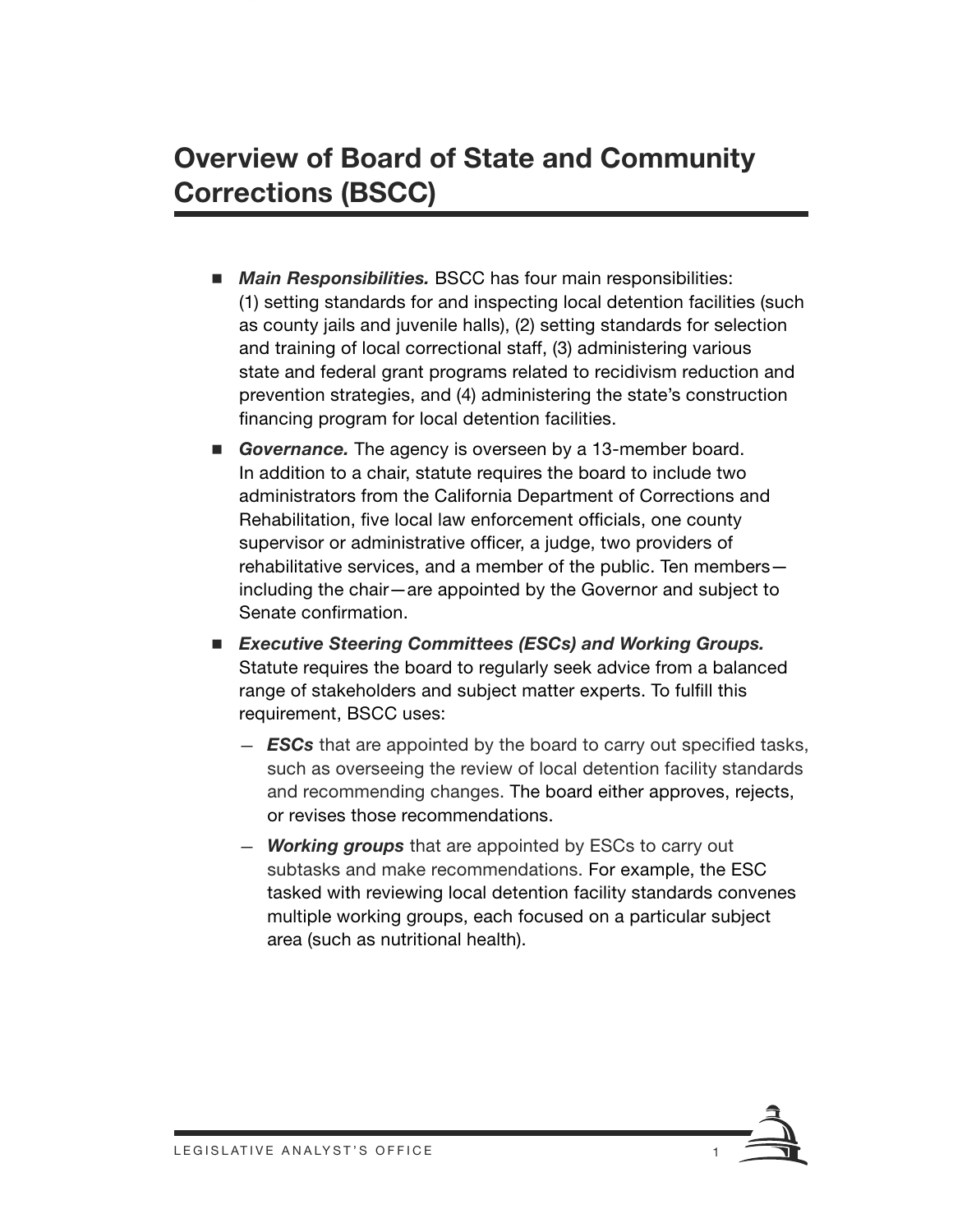# Overview of Board of State and Community Corrections (BSCC)

- ***Main Responsibilities.*** BSCC has four main responsibilities: (1) setting standards for and inspecting local detention facilities (such as county jails and juvenile halls), (2) setting standards for selection and training of local correctional staff, (3) administering various state and federal grant programs related to recidivism reduction and prevention strategies, and (4) administering the state's construction financing program for local detention facilities.
- ***Governance.*** The agency is overseen by a 13-member board. In addition to a chair, statute requires the board to include two administrators from the California Department of Corrections and Rehabilitation, five local law enforcement officials, one county supervisor or administrative officer, a judge, two providers of rehabilitative services, and a member of the public. Ten members—including the chair—are appointed by the Governor and subject to Senate confirmation.
- ***Executive Steering Committees (ESCs) and Working Groups.*** Statute requires the board to regularly seek advice from a balanced range of stakeholders and subject matter experts. To fulfill this requirement, BSCC uses:
  - ***ESCs*** that are appointed by the board to carry out specified tasks, such as overseeing the review of local detention facility standards and recommending changes. The board either approves, rejects, or revises those recommendations.
  - ***Working groups*** that are appointed by ESCs to carry out subtasks and make recommendations. For example, the ESC tasked with reviewing local detention facility standards convenes multiple working groups, each focused on a particular subject area (such as nutritional health).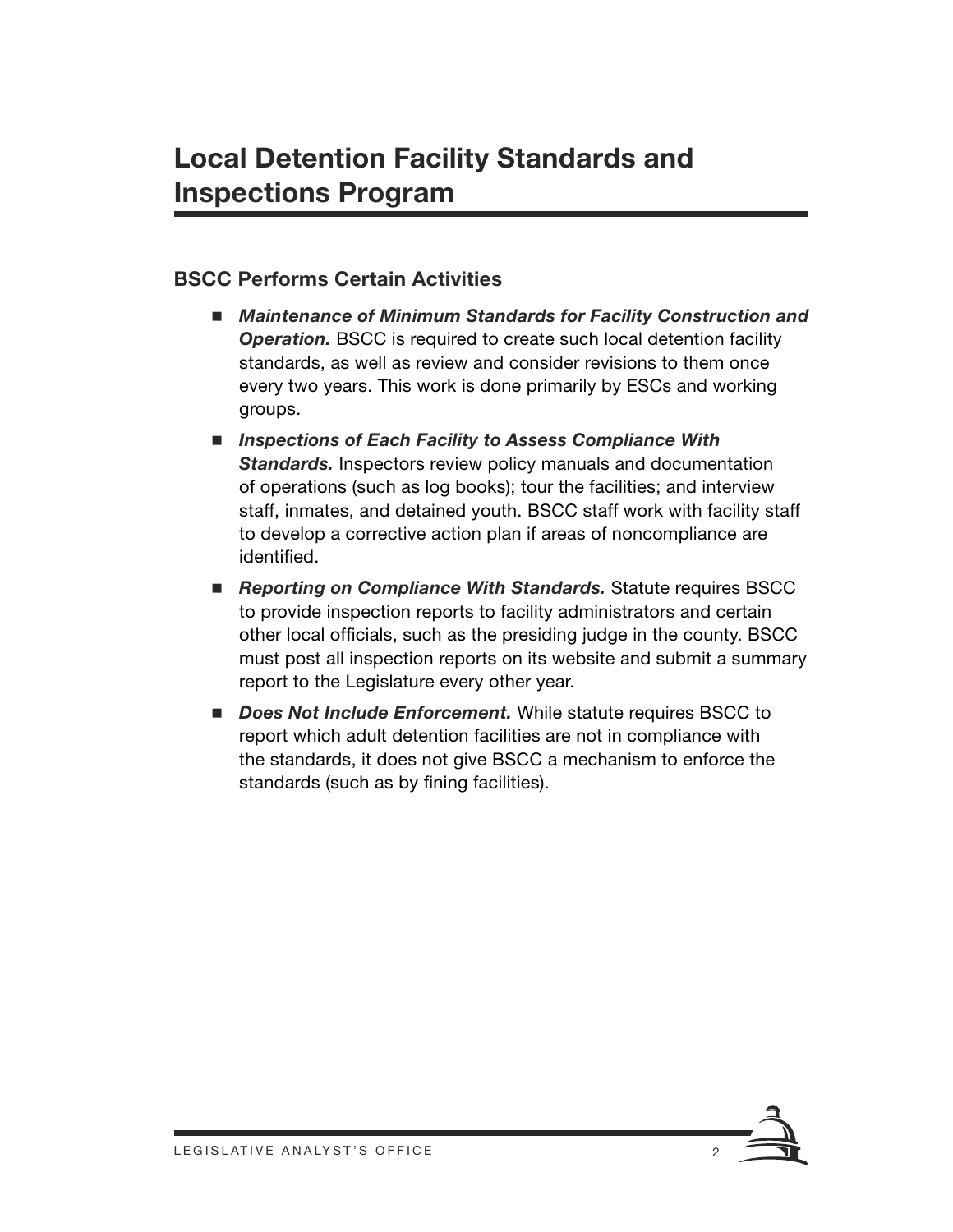# Local Detention Facility Standards and Inspections Program

### BSCC Performs Certain Activities

- ***Maintenance of Minimum Standards for Facility Construction and Operation.*** BSCC is required to create such local detention facility standards, as well as review and consider revisions to them once every two years. This work is done primarily by ESCs and working groups.
- ***Inspections of Each Facility to Assess Compliance With Standards.*** Inspectors review policy manuals and documentation of operations (such as log books); tour the facilities; and interview staff, inmates, and detained youth. BSCC staff work with facility staff to develop a corrective action plan if areas of noncompliance are identified.
- ***Reporting on Compliance With Standards.*** Statute requires BSCC to provide inspection reports to facility administrators and certain other local officials, such as the presiding judge in the county. BSCC must post all inspection reports on its website and submit a summary report to the Legislature every other year.
- ***Does Not Include Enforcement.*** While statute requires BSCC to report which adult detention facilities are not in compliance with the standards, it does not give BSCC a mechanism to enforce the standards (such as by fining facilities).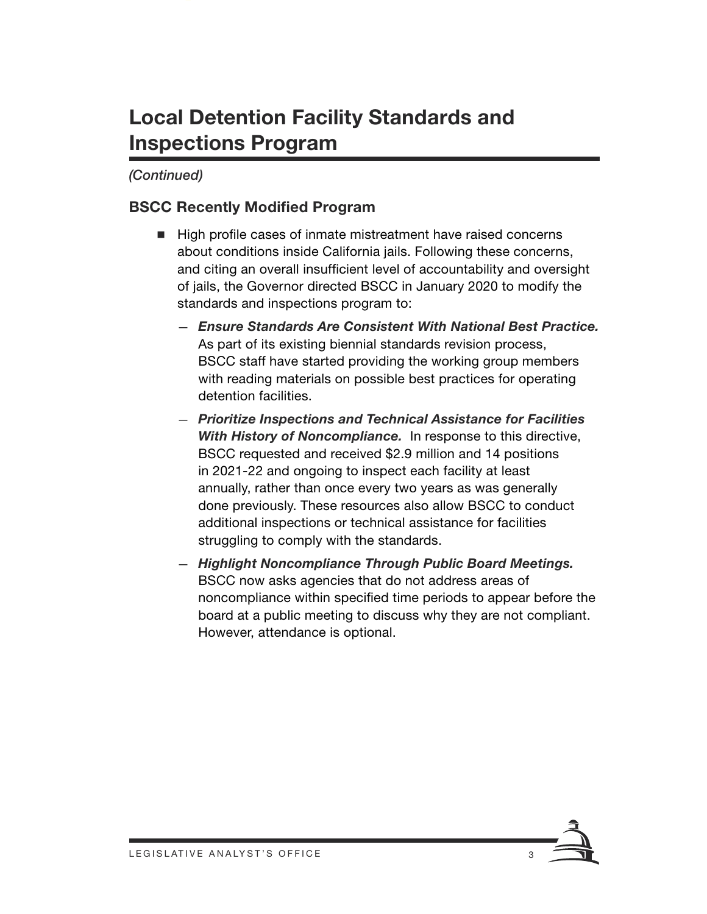# Local Detention Facility Standards and Inspections Program

*(Continued)*

## BSCC Recently Modified Program

- High profile cases of inmate mistreatment have raised concerns about conditions inside California jails. Following these concerns, and citing an overall insufficient level of accountability and oversight of jails, the Governor directed BSCC in January 2020 to modify the standards and inspections program to:
  - ***Ensure Standards Are Consistent With National Best Practice.*** As part of its existing biennial standards revision process, BSCC staff have started providing the working group members with reading materials on possible best practices for operating detention facilities.
  - ***Prioritize Inspections and Technical Assistance for Facilities With History of Noncompliance.*** In response to this directive, BSCC requested and received $2.9 million and 14 positions in 2021-22 and ongoing to inspect each facility at least annually, rather than once every two years as was generally done previously. These resources also allow BSCC to conduct additional inspections or technical assistance for facilities struggling to comply with the standards.
  - ***Highlight Noncompliance Through Public Board Meetings.*** BSCC now asks agencies that do not address areas of noncompliance within specified time periods to appear before the board at a public meeting to discuss why they are not compliant. However, attendance is optional.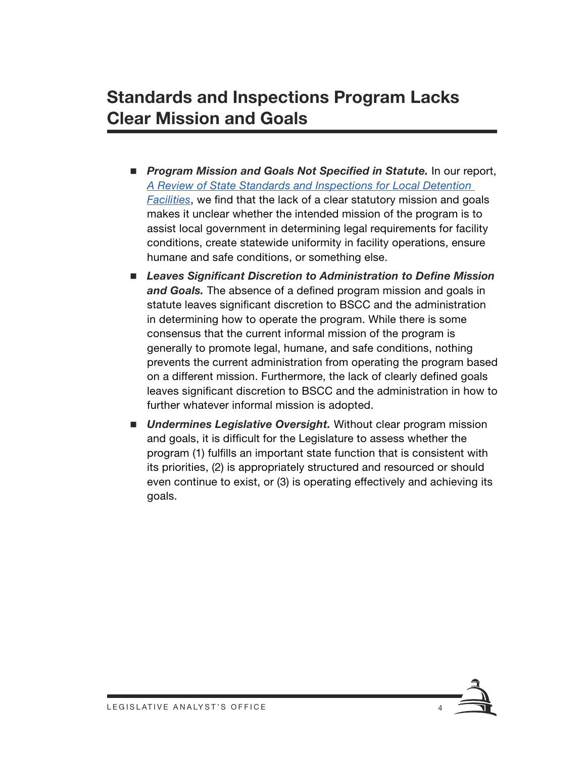# Standards and Inspections Program Lacks Clear Mission and Goals

- ***Program Mission and Goals Not Specified in Statute.*** In our report, *A Review of State Standards and Inspections for Local Detention Facilities*, we find that the lack of a clear statutory mission and goals makes it unclear whether the intended mission of the program is to assist local government in determining legal requirements for facility conditions, create statewide uniformity in facility operations, ensure humane and safe conditions, or something else.
- ***Leaves Significant Discretion to Administration to Define Mission and Goals.*** The absence of a defined program mission and goals in statute leaves significant discretion to BSCC and the administration in determining how to operate the program. While there is some consensus that the current informal mission of the program is generally to promote legal, humane, and safe conditions, nothing prevents the current administration from operating the program based on a different mission. Furthermore, the lack of clearly defined goals leaves significant discretion to BSCC and the administration in how to further whatever informal mission is adopted.
- ***Undermines Legislative Oversight.*** Without clear program mission and goals, it is difficult for the Legislature to assess whether the program (1) fulfills an important state function that is consistent with its priorities, (2) is appropriately structured and resourced or should even continue to exist, or (3) is operating effectively and achieving its goals.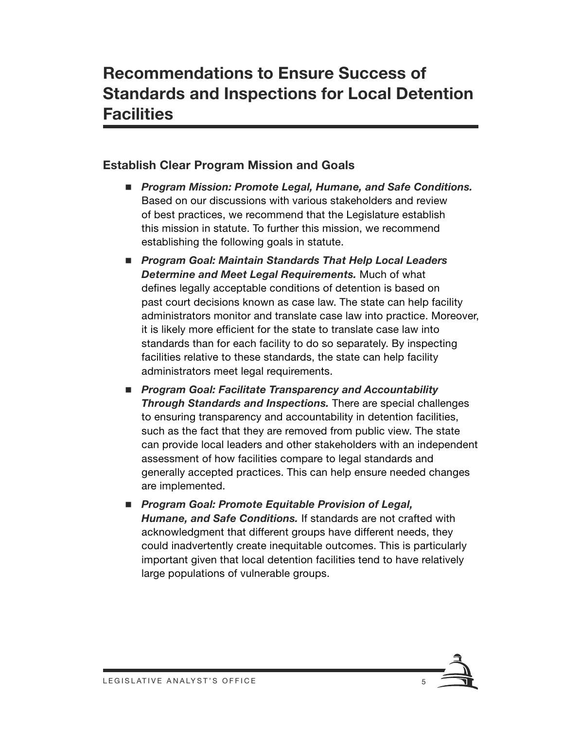# Recommendations to Ensure Success of Standards and Inspections for Local Detention Facilities

## Establish Clear Program Mission and Goals

- ***Program Mission: Promote Legal, Humane, and Safe Conditions.*** Based on our discussions with various stakeholders and review of best practices, we recommend that the Legislature establish this mission in statute. To further this mission, we recommend establishing the following goals in statute.
- ***Program Goal: Maintain Standards That Help Local Leaders Determine and Meet Legal Requirements.*** Much of what defines legally acceptable conditions of detention is based on past court decisions known as case law. The state can help facility administrators monitor and translate case law into practice. Moreover, it is likely more efficient for the state to translate case law into standards than for each facility to do so separately. By inspecting facilities relative to these standards, the state can help facility administrators meet legal requirements.
- ***Program Goal: Facilitate Transparency and Accountability Through Standards and Inspections.*** There are special challenges to ensuring transparency and accountability in detention facilities, such as the fact that they are removed from public view. The state can provide local leaders and other stakeholders with an independent assessment of how facilities compare to legal standards and generally accepted practices. This can help ensure needed changes are implemented.
- ***Program Goal: Promote Equitable Provision of Legal, Humane, and Safe Conditions.*** If standards are not crafted with acknowledgment that different groups have different needs, they could inadvertently create inequitable outcomes. This is particularly important given that local detention facilities tend to have relatively large populations of vulnerable groups.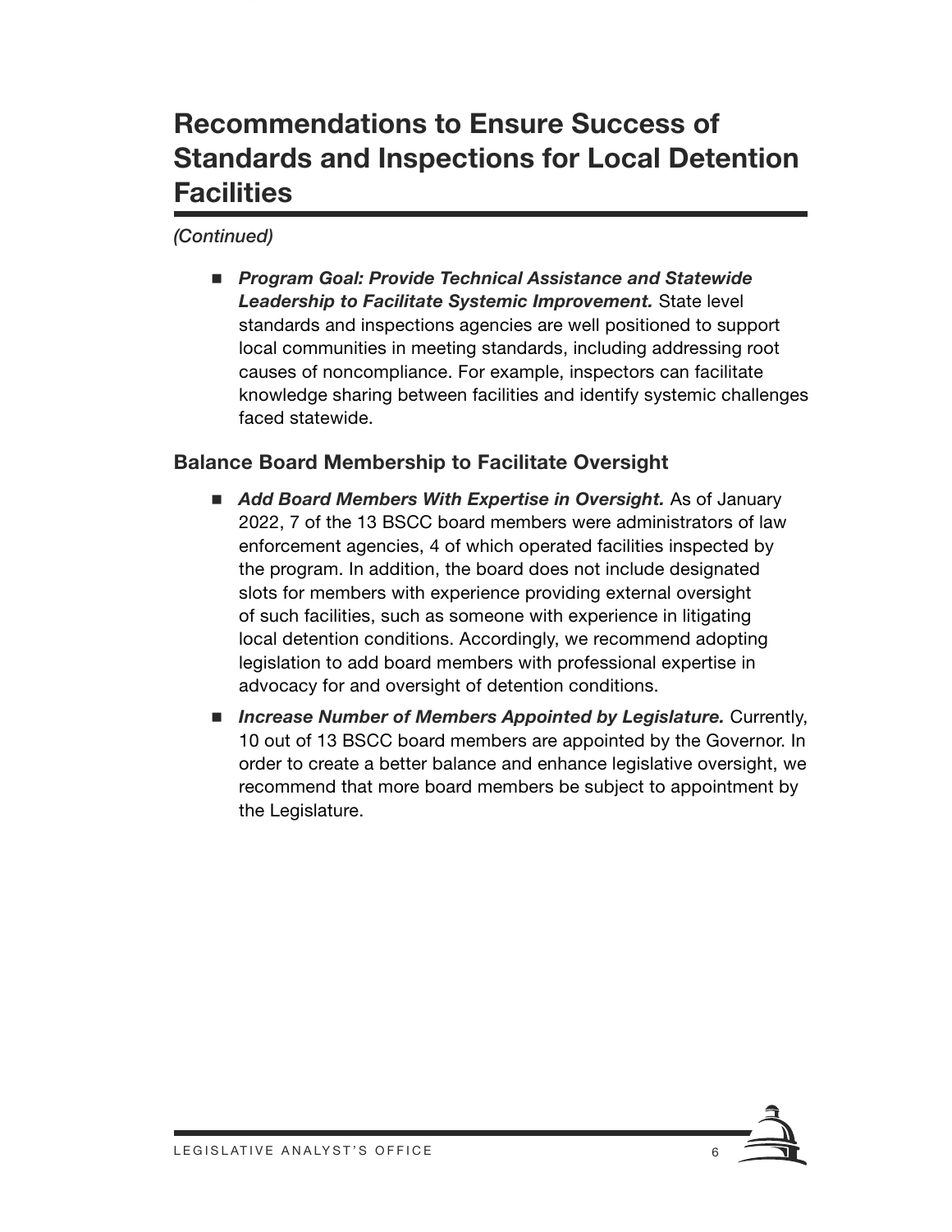# Recommendations to Ensure Success of Standards and Inspections for Local Detention Facilities

*(Continued)*

- ***Program Goal: Provide Technical Assistance and Statewide Leadership to Facilitate Systemic Improvement.*** State level standards and inspections agencies are well positioned to support local communities in meeting standards, including addressing root causes of noncompliance. For example, inspectors can facilitate knowledge sharing between facilities and identify systemic challenges faced statewide.

## Balance Board Membership to Facilitate Oversight

- ***Add Board Members With Expertise in Oversight.*** As of January 2022, 7 of the 13 BSCC board members were administrators of law enforcement agencies, 4 of which operated facilities inspected by the program. In addition, the board does not include designated slots for members with experience providing external oversight of such facilities, such as someone with experience in litigating local detention conditions. Accordingly, we recommend adopting legislation to add board members with professional expertise in advocacy for and oversight of detention conditions.
- ***Increase Number of Members Appointed by Legislature.*** Currently, 10 out of 13 BSCC board members are appointed by the Governor. In order to create a better balance and enhance legislative oversight, we recommend that more board members be subject to appointment by the Legislature.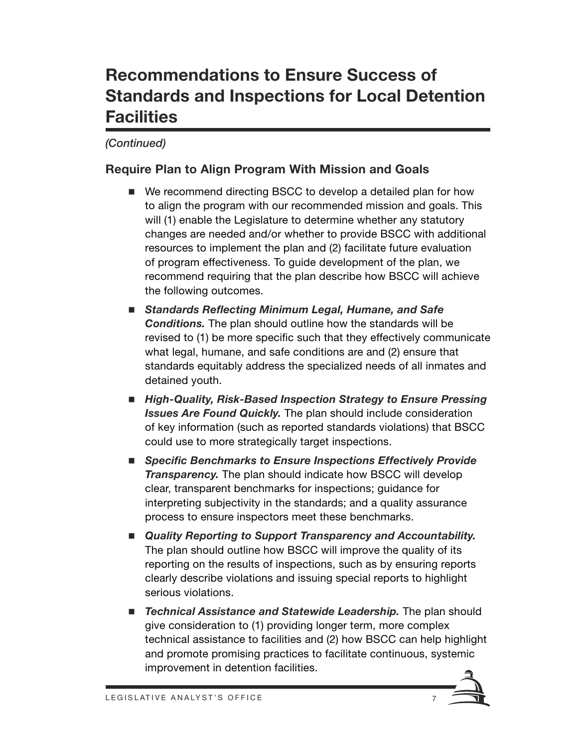# Recommendations to Ensure Success of Standards and Inspections for Local Detention Facilities

*(Continued)*

### Require Plan to Align Program With Mission and Goals

- We recommend directing BSCC to develop a detailed plan for how to align the program with our recommended mission and goals. This will (1) enable the Legislature to determine whether any statutory changes are needed and/or whether to provide BSCC with additional resources to implement the plan and (2) facilitate future evaluation of program effectiveness. To guide development of the plan, we recommend requiring that the plan describe how BSCC will achieve the following outcomes.
- ***Standards Reflecting Minimum Legal, Humane, and Safe Conditions.*** The plan should outline how the standards will be revised to (1) be more specific such that they effectively communicate what legal, humane, and safe conditions are and (2) ensure that standards equitably address the specialized needs of all inmates and detained youth.
- ***High-Quality, Risk-Based Inspection Strategy to Ensure Pressing Issues Are Found Quickly.*** The plan should include consideration of key information (such as reported standards violations) that BSCC could use to more strategically target inspections.
- ***Specific Benchmarks to Ensure Inspections Effectively Provide Transparency.*** The plan should indicate how BSCC will develop clear, transparent benchmarks for inspections; guidance for interpreting subjectivity in the standards; and a quality assurance process to ensure inspectors meet these benchmarks.
- ***Quality Reporting to Support Transparency and Accountability.*** The plan should outline how BSCC will improve the quality of its reporting on the results of inspections, such as by ensuring reports clearly describe violations and issuing special reports to highlight serious violations.
- ***Technical Assistance and Statewide Leadership.*** The plan should give consideration to (1) providing longer term, more complex technical assistance to facilities and (2) how BSCC can help highlight and promote promising practices to facilitate continuous, systemic improvement in detention facilities.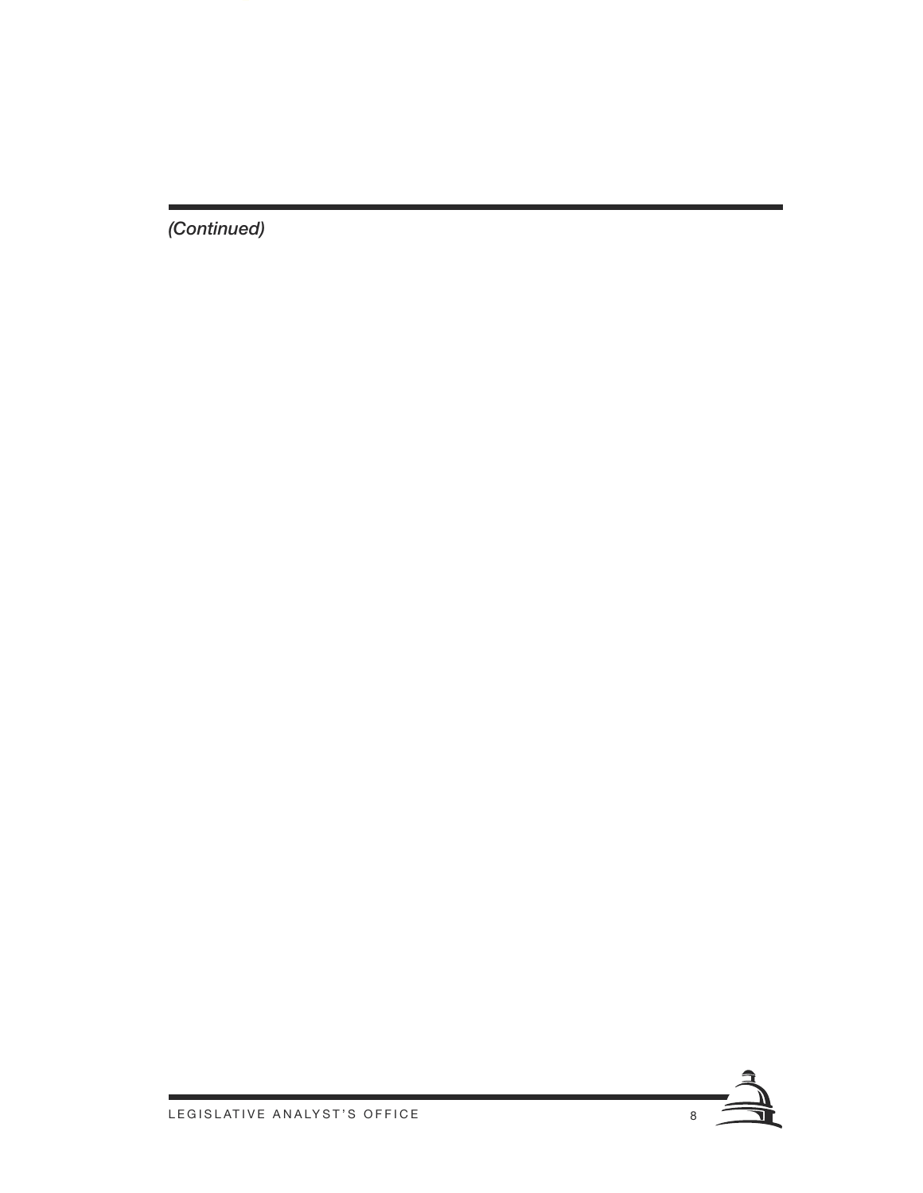*(Continued)*